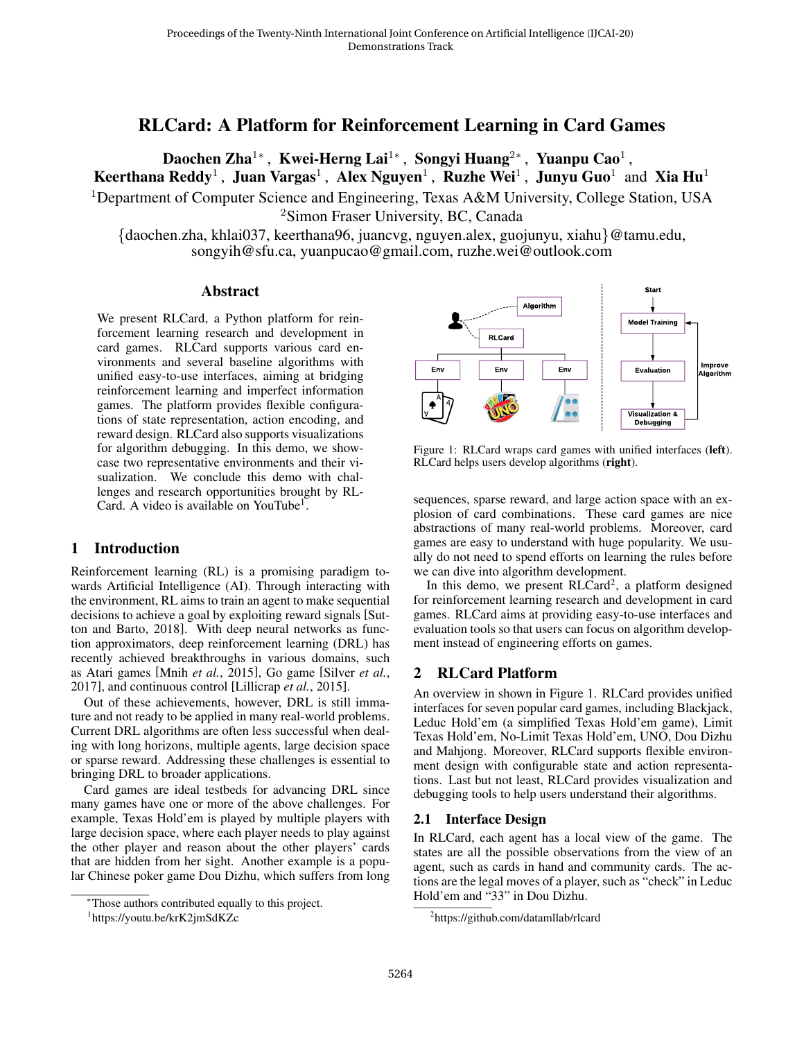# RLCard: A Platform for Reinforcement Learning in Card Games

**Daochen Zha**[1*], **Kwei-Herng Lai**[1*], **Songyi Huang**[2*], **Yuanpu Cao**[1], **Keerthana Reddy**[1], **Juan Vargas**[1], **Alex Nguyen**[1], **Ruzhe Wei**[1], **Junyu Guo**[1] and **Xia Hu**[1]

[1]Department of Computer Science and Engineering, Texas A&M University, College Station, USA
[2]Simon Fraser University, BC, Canada
{daochen.zha, khlai037, keerthana96, juancvg, nguyen.alex, guojunyu, xiahu}@tamu.edu, songyih@sfu.ca, yuanpucao@gmail.com, ruzhe.wei@outlook.com

## Abstract

We present RLCard, a Python platform for reinforcement learning research and development in card games. RLCard supports various card environments and several baseline algorithms with unified easy-to-use interfaces, aiming at bridging reinforcement learning and imperfect information games. The platform provides flexible configurations of state representation, action encoding, and reward design. RLCard also supports visualizations for algorithm debugging. In this demo, we showcase two representative environments and their visualization. We conclude this demo with challenges and research opportunities brought by RLCard. A video is available on YouTube[1].

## 1 Introduction

Reinforcement learning (RL) is a promising paradigm towards Artificial Intelligence (AI). Through interacting with the environment, RL aims to train an agent to make sequential decisions to achieve a goal by exploiting reward signals [Sutton and Barto, 2018]. With deep neural networks as function approximators, deep reinforcement learning (DRL) has recently achieved breakthroughs in various domains, such as Atari games [Mnih *et al.*, 2015], Go game [Silver *et al.*, 2017], and continuous control [Lillicrap *et al.*, 2015].

Out of these achievements, however, DRL is still immature and not ready to be applied in many real-world problems. Current DRL algorithms are often less successful when dealing with long horizons, multiple agents, large decision space or sparse reward. Addressing these challenges is essential to bringing DRL to broader applications.

Card games are ideal testbeds for advancing DRL since many games have one or more of the above challenges. For example, Texas Hold'em is played by multiple players with large decision space, where each player needs to play against the other player and reason about the other players' cards that are hidden from her sight. Another example is a popular Chinese poker game Dou Dizhu, which suffers from long sequences, sparse reward, and large action space with an explosion of card combinations. These card games are nice abstractions of many real-world problems. Moreover, card games are easy to understand with huge popularity. We usually do not need to spend efforts on learning the rules before we can dive into algorithm development.

In this demo, we present RLCard[2], a platform designed for reinforcement learning research and development in card games. RLCard aims at providing easy-to-use interfaces and evaluation tools so that users can focus on algorithm development instead of engineering efforts on games.

Figure 1: RLCard wraps card games with unified interfaces (**left**). RLCard helps users develop algorithms (**right**).

## 2 RLCard Platform

An overview in shown in Figure 1. RLCard provides unified interfaces for seven popular card games, including Blackjack, Leduc Hold'em (a simplified Texas Hold'em game), Limit Texas Hold'em, No-Limit Texas Hold'em, UNO, Dou Dizhu and Mahjong. Moreover, RLCard supports flexible environment design with configurable state and action representations. Last but not least, RLCard provides visualization and debugging tools to help users understand their algorithms.

### 2.1 Interface Design

In RLCard, each agent has a local view of the game. The states are all the possible observations from the view of an agent, such as cards in hand and community cards. The actions are the legal moves of a player, such as "check" in Leduc Hold'em and "33" in Dou Dizhu.

---

*Those authors contributed equally to this project.

[1]https://youtu.be/krK2jmSdKZc

[2]https://github.com/datamllab/rlcard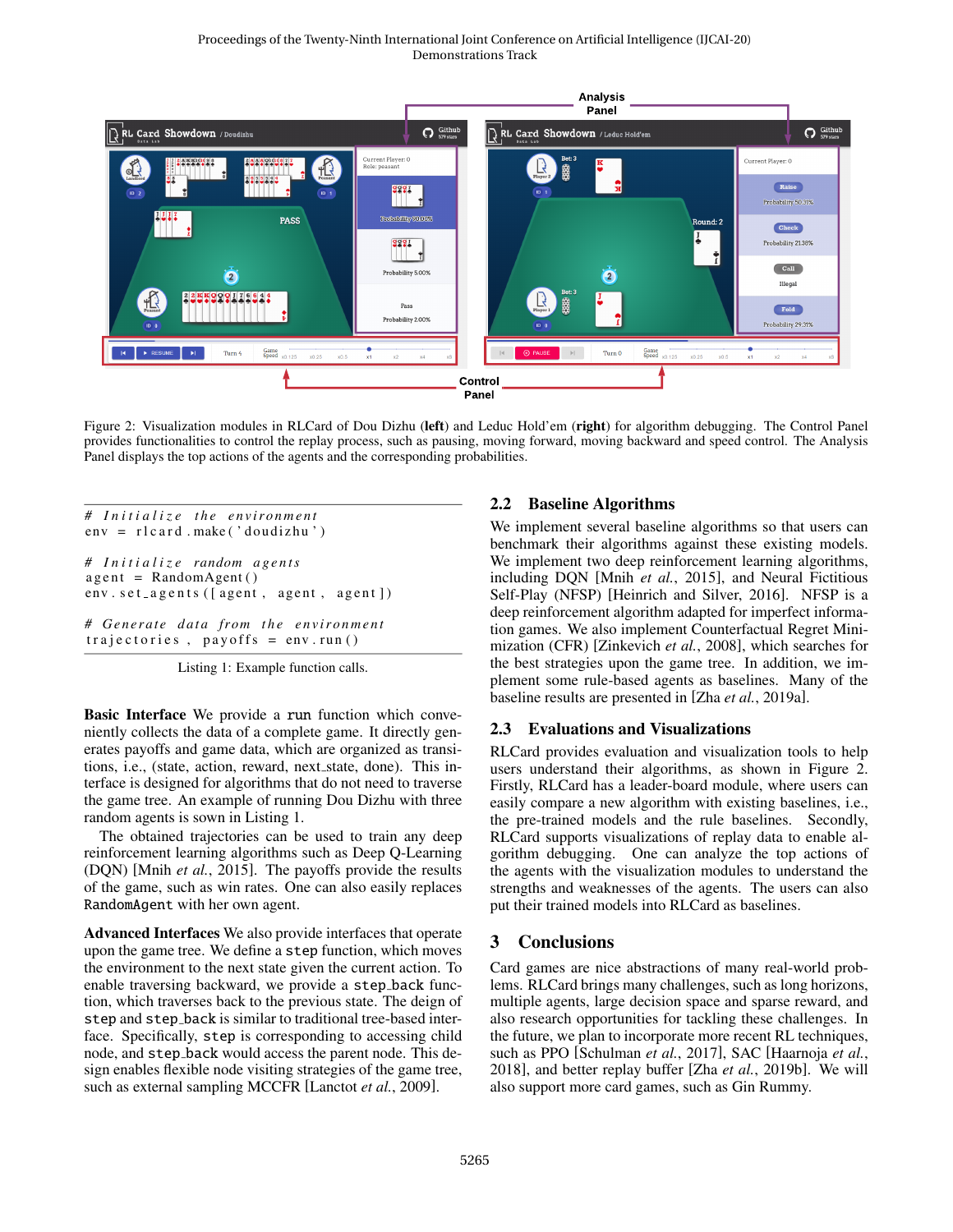Figure 2: Visualization modules in RLCard of Dou Dizhu (**left**) and Leduc Hold'em (**right**) for algorithm debugging. The Control Panel provides functionalities to control the replay process, such as pausing, moving forward, moving backward and speed control. The Analysis Panel displays the top actions of the agents and the corresponding probabilities.

```
# Initialize the environment
env = rlcard.make('doudizhu')

# Initialize random agents
agent = RandomAgent()
env.set_agents([agent, agent, agent])

# Generate data from the environment
trajectories, payoffs = env.run()
```

Listing 1: Example function calls.

**Basic Interface** We provide a `run` function which conveniently collects the data of a complete game. It directly generates payoffs and game data, which are organized as transitions, i.e., (state, action, reward, next_state, done). This interface is designed for algorithms that do not need to traverse the game tree. An example of running Dou Dizhu with three random agents is sown in Listing 1.

The obtained trajectories can be used to train any deep reinforcement learning algorithms such as Deep Q-Learning (DQN) [Mnih *et al.*, 2015]. The payoffs provide the results of the game, such as win rates. One can also easily replaces `RandomAgent` with her own agent.

**Advanced Interfaces** We also provide interfaces that operate upon the game tree. We define a `step` function, which moves the environment to the next state given the current action. To enable traversing backward, we provide a `step_back` function, which traverses back to the previous state. The deign of `step` and `step_back` is similar to traditional tree-based interface. Specifically, `step` is corresponding to accessing child node, and `step_back` would access the parent node. This design enables flexible node visiting strategies of the game tree, such as external sampling MCCFR [Lanctot *et al.*, 2009].

## 2.2 Baseline Algorithms

We implement several baseline algorithms so that users can benchmark their algorithms against these existing models. We implement two deep reinforcement learning algorithms, including DQN [Mnih *et al.*, 2015], and Neural Fictitious Self-Play (NFSP) [Heinrich and Silver, 2016]. NFSP is a deep reinforcement algorithm adapted for imperfect information games. We also implement Counterfactual Regret Minimization (CFR) [Zinkevich *et al.*, 2008], which searches for the best strategies upon the game tree. In addition, we implement some rule-based agents as baselines. Many of the baseline results are presented in [Zha *et al.*, 2019a].

## 2.3 Evaluations and Visualizations

RLCard provides evaluation and visualization tools to help users understand their algorithms, as shown in Figure 2. Firstly, RLCard has a leader-board module, where users can easily compare a new algorithm with existing baselines, i.e., the pre-trained models and the rule baselines. Secondly, RLCard supports visualizations of replay data to enable algorithm debugging. One can analyze the top actions of the agents with the visualization modules to understand the strengths and weaknesses of the agents. The users can also put their trained models into RLCard as baselines.

# 3 Conclusions

Card games are nice abstractions of many real-world problems. RLCard brings many challenges, such as long horizons, multiple agents, large decision space and sparse reward, and also research opportunities for tackling these challenges. In the future, we plan to incorporate more recent RL techniques, such as PPO [Schulman *et al.*, 2017], SAC [Haarnoja *et al.*, 2018], and better replay buffer [Zha *et al.*, 2019b]. We will also support more card games, such as Gin Rummy.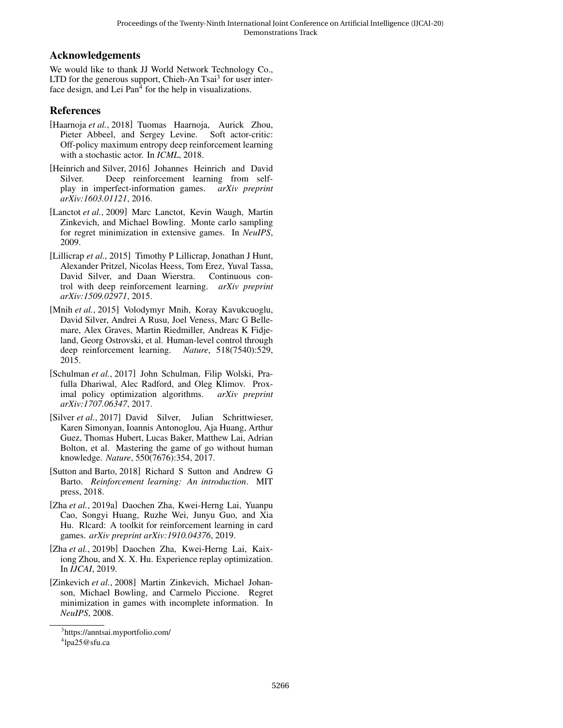## Acknowledgements

We would like to thank JJ World Network Technology Co., LTD for the generous support, Chieh-An Tsai[3] for user interface design, and Lei Pan[4] for the help in visualizations.

## References

[Haarnoja *et al.*, 2018] Tuomas Haarnoja, Aurick Zhou, Pieter Abbeel, and Sergey Levine. Soft actor-critic: Off-policy maximum entropy deep reinforcement learning with a stochastic actor. In *ICML*, 2018.

[Heinrich and Silver, 2016] Johannes Heinrich and David Silver. Deep reinforcement learning from self-play in imperfect-information games. *arXiv preprint arXiv:1603.01121*, 2016.

[Lanctot *et al.*, 2009] Marc Lanctot, Kevin Waugh, Martin Zinkevich, and Michael Bowling. Monte carlo sampling for regret minimization in extensive games. In *NeuIPS*, 2009.

[Lillicrap *et al.*, 2015] Timothy P Lillicrap, Jonathan J Hunt, Alexander Pritzel, Nicolas Heess, Tom Erez, Yuval Tassa, David Silver, and Daan Wierstra. Continuous control with deep reinforcement learning. *arXiv preprint arXiv:1509.02971*, 2015.

[Mnih *et al.*, 2015] Volodymyr Mnih, Koray Kavukcuoglu, David Silver, Andrei A Rusu, Joel Veness, Marc G Bellemare, Alex Graves, Martin Riedmiller, Andreas K Fidjeland, Georg Ostrovski, et al. Human-level control through deep reinforcement learning. *Nature*, 518(7540):529, 2015.

[Schulman *et al.*, 2017] John Schulman, Filip Wolski, Prafulla Dhariwal, Alec Radford, and Oleg Klimov. Proximal policy optimization algorithms. *arXiv preprint arXiv:1707.06347*, 2017.

[Silver *et al.*, 2017] David Silver, Julian Schrittwieser, Karen Simonyan, Ioannis Antonoglou, Aja Huang, Arthur Guez, Thomas Hubert, Lucas Baker, Matthew Lai, Adrian Bolton, et al. Mastering the game of go without human knowledge. *Nature*, 550(7676):354, 2017.

[Sutton and Barto, 2018] Richard S Sutton and Andrew G Barto. *Reinforcement learning: An introduction*. MIT press, 2018.

[Zha *et al.*, 2019a] Daochen Zha, Kwei-Herng Lai, Yuanpu Cao, Songyi Huang, Ruzhe Wei, Junyu Guo, and Xia Hu. Rlcard: A toolkit for reinforcement learning in card games. *arXiv preprint arXiv:1910.04376*, 2019.

[Zha *et al.*, 2019b] Daochen Zha, Kwei-Herng Lai, Kaixiong Zhou, and X. X. Hu. Experience replay optimization. In *IJCAI*, 2019.

[Zinkevich *et al.*, 2008] Martin Zinkevich, Michael Johanson, Michael Bowling, and Carmelo Piccione. Regret minimization in games with incomplete information. In *NeuIPS*, 2008.

[3] https://anntsai.myportfolio.com/

[4] lpa25@sfu.ca